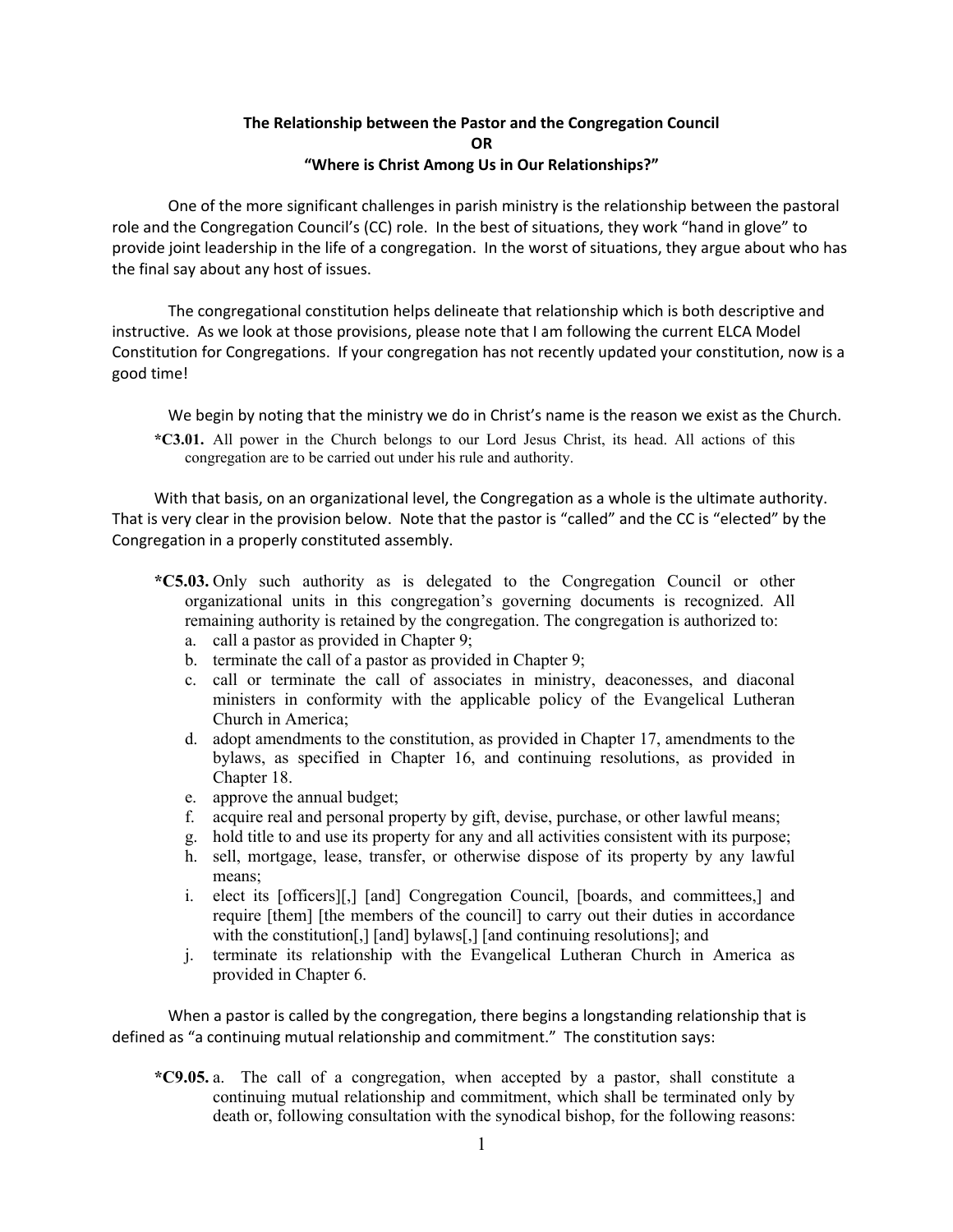**The Relationship between the Pastor and the Congregation Council**
**OR**
**"Where is Christ Among Us in Our Relationships?"**

One of the more significant challenges in parish ministry is the relationship between the pastoral role and the Congregation Council's (CC) role. In the best of situations, they work "hand in glove" to provide joint leadership in the life of a congregation. In the worst of situations, they argue about who has the final say about any host of issues.

The congregational constitution helps delineate that relationship which is both descriptive and instructive. As we look at those provisions, please note that I am following the current ELCA Model Constitution for Congregations. If your congregation has not recently updated your constitution, now is a good time!

We begin by noting that the ministry we do in Christ's name is the reason we exist as the Church.

> ***C3.01.** All power in the Church belongs to our Lord Jesus Christ, its head. All actions of this congregation are to be carried out under his rule and authority.

With that basis, on an organizational level, the Congregation as a whole is the ultimate authority. That is very clear in the provision below. Note that the pastor is "called" and the CC is "elected" by the Congregation in a properly constituted assembly.

> ***C5.03.** Only such authority as is delegated to the Congregation Council or other organizational units in this congregation's governing documents is recognized. All remaining authority is retained by the congregation. The congregation is authorized to:
>
> a. call a pastor as provided in Chapter 9;
> b. terminate the call of a pastor as provided in Chapter 9;
> c. call or terminate the call of associates in ministry, deaconesses, and diaconal ministers in conformity with the applicable policy of the Evangelical Lutheran Church in America;
> d. adopt amendments to the constitution, as provided in Chapter 17, amendments to the bylaws, as specified in Chapter 16, and continuing resolutions, as provided in Chapter 18.
> e. approve the annual budget;
> f. acquire real and personal property by gift, devise, purchase, or other lawful means;
> g. hold title to and use its property for any and all activities consistent with its purpose;
> h. sell, mortgage, lease, transfer, or otherwise dispose of its property by any lawful means;
> i. elect its [officers][,] [and] Congregation Council, [boards, and committees,] and require [them] [the members of the council] to carry out their duties in accordance with the constitution[,] [and] bylaws[,] [and continuing resolutions]; and
> j. terminate its relationship with the Evangelical Lutheran Church in America as provided in Chapter 6.

When a pastor is called by the congregation, there begins a longstanding relationship that is defined as "a continuing mutual relationship and commitment." The constitution says:

> ***C9.05.** a. The call of a congregation, when accepted by a pastor, shall constitute a continuing mutual relationship and commitment, which shall be terminated only by death or, following consultation with the synodical bishop, for the following reasons: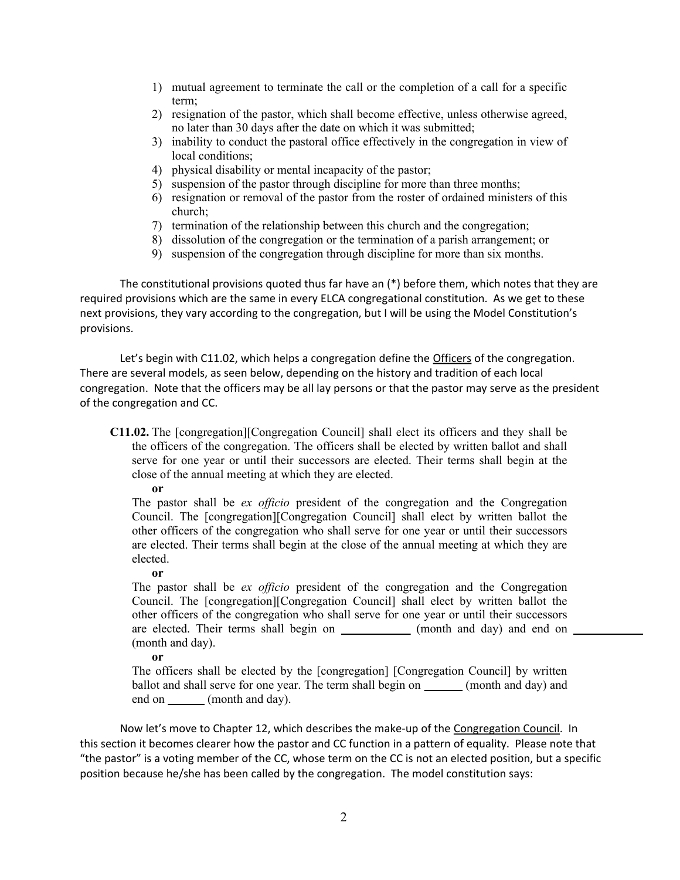1) mutual agreement to terminate the call or the completion of a call for a specific term;
2) resignation of the pastor, which shall become effective, unless otherwise agreed, no later than 30 days after the date on which it was submitted;
3) inability to conduct the pastoral office effectively in the congregation in view of local conditions;
4) physical disability or mental incapacity of the pastor;
5) suspension of the pastor through discipline for more than three months;
6) resignation or removal of the pastor from the roster of ordained ministers of this church;
7) termination of the relationship between this church and the congregation;
8) dissolution of the congregation or the termination of a parish arrangement; or
9) suspension of the congregation through discipline for more than six months.

The constitutional provisions quoted thus far have an (*) before them, which notes that they are required provisions which are the same in every ELCA congregational constitution. As we get to these next provisions, they vary according to the congregation, but I will be using the Model Constitution's provisions.

Let's begin with C11.02, which helps a congregation define the <u>Officers</u> of the congregation. There are several models, as seen below, depending on the history and tradition of each local congregation. Note that the officers may be all lay persons or that the pastor may serve as the president of the congregation and CC.

> **C11.02.** The [congregation][Congregation Council] shall elect its officers and they shall be the officers of the congregation. The officers shall be elected by written ballot and shall serve for one year or until their successors are elected. Their terms shall begin at the close of the annual meeting at which they are elected.
>
> **or**
>
> The pastor shall be *ex officio* president of the congregation and the Congregation Council. The [congregation][Congregation Council] shall elect by written ballot the other officers of the congregation who shall serve for one year or until their successors are elected. Their terms shall begin at the close of the annual meeting at which they are elected.
>
> **or**
>
> The pastor shall be *ex officio* president of the congregation and the Congregation Council. The [congregation][Congregation Council] shall elect by written ballot the other officers of the congregation who shall serve for one year or until their successors are elected. Their terms shall begin on ____________ (month and day) and end on ____________ (month and day).
>
> **or**
>
> The officers shall be elected by the [congregation] [Congregation Council] by written ballot and shall serve for one year. The term shall begin on ______ (month and day) and end on ______ (month and day).

Now let's move to Chapter 12, which describes the make-up of the <u>Congregation Council</u>. In this section it becomes clearer how the pastor and CC function in a pattern of equality. Please note that "the pastor" is a voting member of the CC, whose term on the CC is not an elected position, but a specific position because he/she has been called by the congregation. The model constitution says: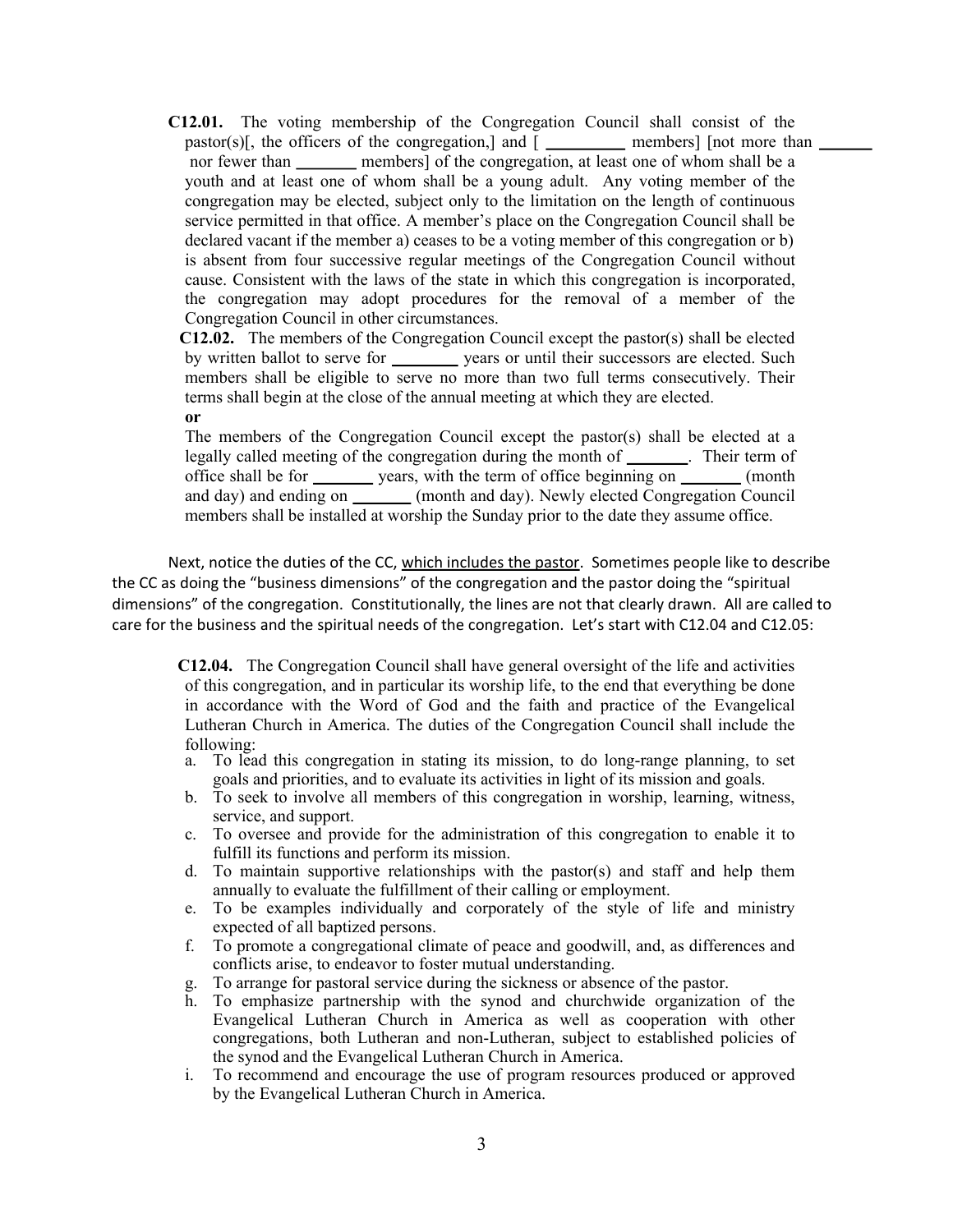**C12.01.** The voting membership of the Congregation Council shall consist of the pastor(s)[, the officers of the congregation,] and [ _________ members] [not more than ______ nor fewer than _______ members] of the congregation, at least one of whom shall be a youth and at least one of whom shall be a young adult. Any voting member of the congregation may be elected, subject only to the limitation on the length of continuous service permitted in that office. A member's place on the Congregation Council shall be declared vacant if the member a) ceases to be a voting member of this congregation or b) is absent from four successive regular meetings of the Congregation Council without cause. Consistent with the laws of the state in which this congregation is incorporated, the congregation may adopt procedures for the removal of a member of the Congregation Council in other circumstances.

**C12.02.** The members of the Congregation Council except the pastor(s) shall be elected by written ballot to serve for ________ years or until their successors are elected. Such members shall be eligible to serve no more than two full terms consecutively. Their terms shall begin at the close of the annual meeting at which they are elected.

**or**

The members of the Congregation Council except the pastor(s) shall be elected at a legally called meeting of the congregation during the month of _______. Their term of office shall be for _______ years, with the term of office beginning on _______ (month and day) and ending on _______ (month and day). Newly elected Congregation Council members shall be installed at worship the Sunday prior to the date they assume office.

Next, notice the duties of the CC, <u>which includes the pastor</u>. Sometimes people like to describe the CC as doing the "business dimensions" of the congregation and the pastor doing the "spiritual dimensions" of the congregation. Constitutionally, the lines are not that clearly drawn. All are called to care for the business and the spiritual needs of the congregation. Let's start with C12.04 and C12.05:

**C12.04.** The Congregation Council shall have general oversight of the life and activities of this congregation, and in particular its worship life, to the end that everything be done in accordance with the Word of God and the faith and practice of the Evangelical Lutheran Church in America. The duties of the Congregation Council shall include the following:

a. To lead this congregation in stating its mission, to do long-range planning, to set goals and priorities, and to evaluate its activities in light of its mission and goals.
b. To seek to involve all members of this congregation in worship, learning, witness, service, and support.
c. To oversee and provide for the administration of this congregation to enable it to fulfill its functions and perform its mission.
d. To maintain supportive relationships with the pastor(s) and staff and help them annually to evaluate the fulfillment of their calling or employment.
e. To be examples individually and corporately of the style of life and ministry expected of all baptized persons.
f. To promote a congregational climate of peace and goodwill, and, as differences and conflicts arise, to endeavor to foster mutual understanding.
g. To arrange for pastoral service during the sickness or absence of the pastor.
h. To emphasize partnership with the synod and churchwide organization of the Evangelical Lutheran Church in America as well as cooperation with other congregations, both Lutheran and non-Lutheran, subject to established policies of the synod and the Evangelical Lutheran Church in America.
i. To recommend and encourage the use of program resources produced or approved by the Evangelical Lutheran Church in America.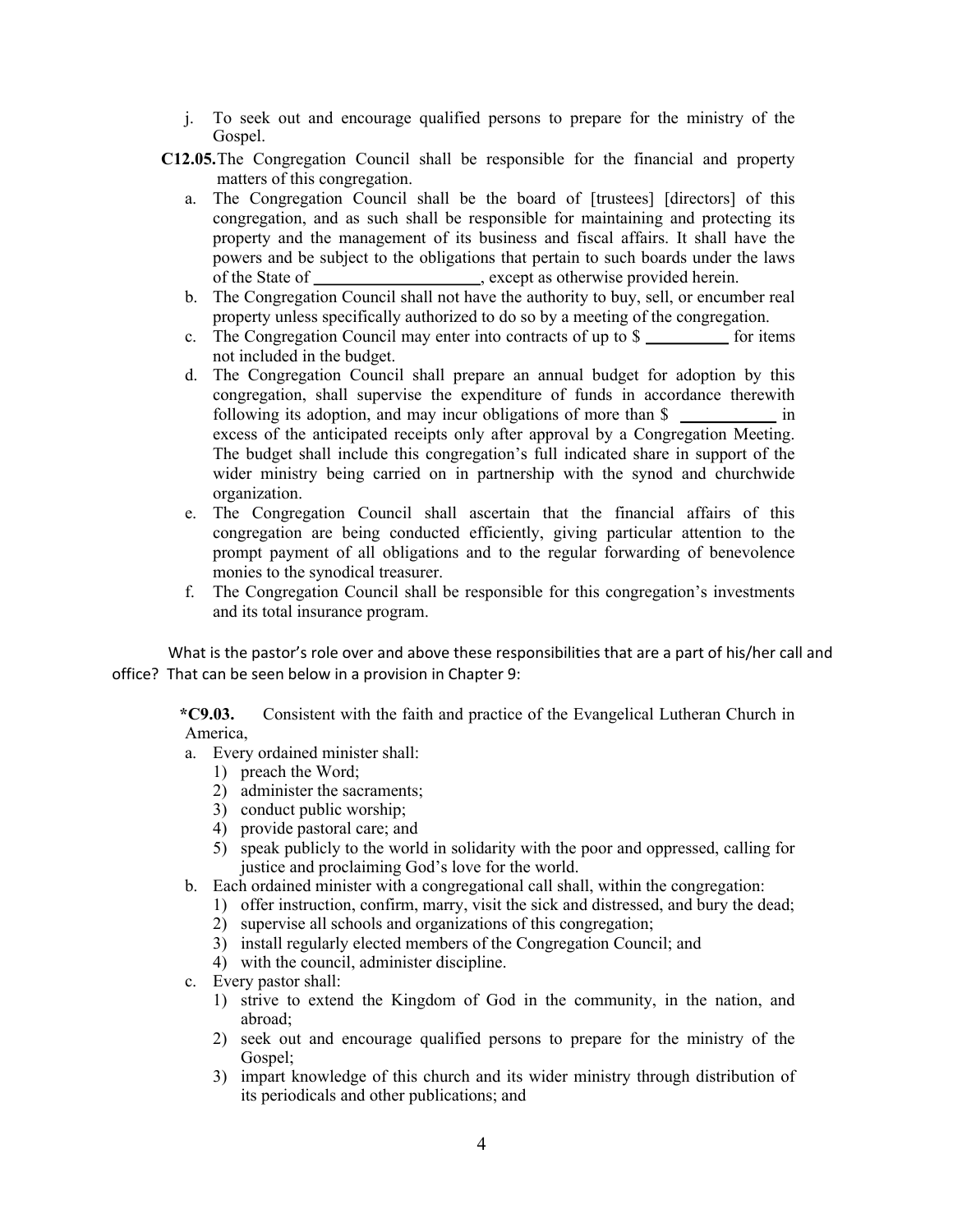j. To seek out and encourage qualified persons to prepare for the ministry of the Gospel.

**C12.05.** The Congregation Council shall be responsible for the financial and property matters of this congregation.

a. The Congregation Council shall be the board of [trustees] [directors] of this congregation, and as such shall be responsible for maintaining and protecting its property and the management of its business and fiscal affairs. It shall have the powers and be subject to the obligations that pertain to such boards under the laws of the State of ____________________, except as otherwise provided herein.

b. The Congregation Council shall not have the authority to buy, sell, or encumber real property unless specifically authorized to do so by a meeting of the congregation.

c. The Congregation Council may enter into contracts of up to $ __________ for items not included in the budget.

d. The Congregation Council shall prepare an annual budget for adoption by this congregation, shall supervise the expenditure of funds in accordance therewith following its adoption, and may incur obligations of more than $ ____________ in excess of the anticipated receipts only after approval by a Congregation Meeting. The budget shall include this congregation's full indicated share in support of the wider ministry being carried on in partnership with the synod and churchwide organization.

e. The Congregation Council shall ascertain that the financial affairs of this congregation are being conducted efficiently, giving financial attention to the prompt payment of all obligations and to the regular forwarding of benevolence monies to the synodical treasurer.

f. The Congregation Council shall be responsible for this congregation's investments and its total insurance program.

What is the pastor's role over and above these responsibilities that are a part of his/her call and office? That can be seen below in a provision in Chapter 9:

***C9.03.** Consistent with the faith and practice of the Evangelical Lutheran Church in America,

a. Every ordained minister shall:
   1) preach the Word;
   2) administer the sacraments;
   3) conduct public worship;
   4) provide pastoral care; and
   5) speak publicly to the world in solidarity with the poor and oppressed, calling for justice and proclaiming God's love for the world.

b. Each ordained minister with a congregational call shall, within the congregation:
   1) offer instruction, confirm, marry, visit the sick and distressed, and bury the dead;
   2) supervise all schools and organizations of this congregation;
   3) install regularly elected members of the Congregation Council; and
   4) with the council, administer discipline.

c. Every pastor shall:
   1) strive to extend the Kingdom of God in the community, in the nation, and abroad;
   2) seek out and encourage qualified persons to prepare for the ministry of the Gospel;
   3) impart knowledge of this church and its wider ministry through distribution of its periodicals and other publications; and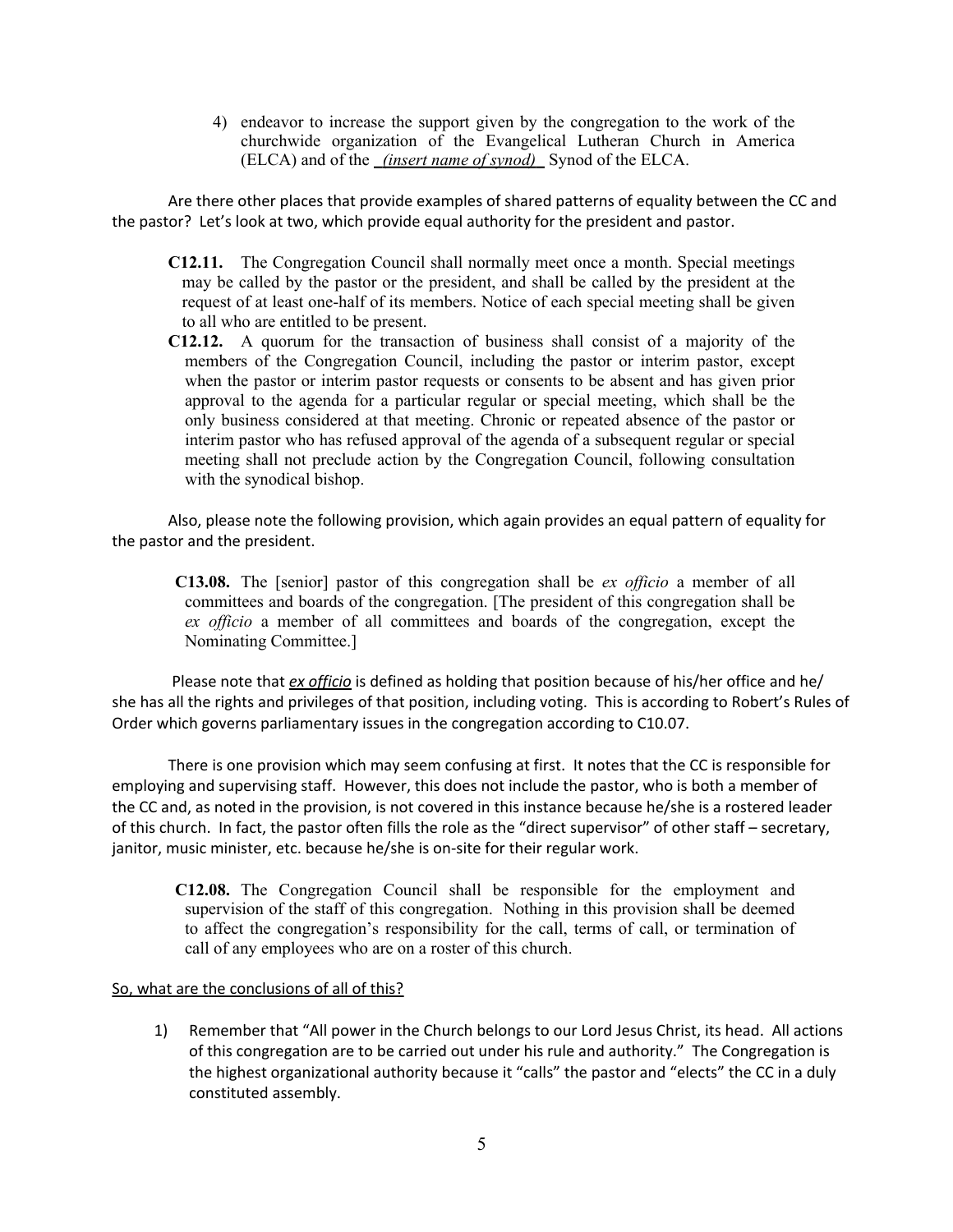4) endeavor to increase the support given by the congregation to the work of the churchwide organization of the Evangelical Lutheran Church in America (ELCA) and of the *__(insert name of synod)__* Synod of the ELCA.

Are there other places that provide examples of shared patterns of equality between the CC and the pastor? Let's look at two, which provide equal authority for the president and pastor.

**C12.11.** The Congregation Council shall normally meet once a month. Special meetings may be called by the pastor or the president, and shall be called by the president at the request of at least one-half of its members. Notice of each special meeting shall be given to all who are entitled to be present.

**C12.12.** A quorum for the transaction of business shall consist of a majority of the members of the Congregation Council, including the pastor or interim pastor, except when the pastor or interim pastor requests or consents to be absent and has given prior approval to the agenda for a particular regular or special meeting, which shall be the only business considered at that meeting. Chronic or repeated absence of the pastor or interim pastor who has refused approval of the agenda of a subsequent regular or special meeting shall not preclude action by the Congregation Council, following consultation with the synodical bishop.

Also, please note the following provision, which again provides an equal pattern of equality for the pastor and the president.

**C13.08.** The [senior] pastor of this congregation shall be *ex officio* a member of all committees and boards of the congregation. [The president of this congregation shall be *ex officio* a member of all committees and boards of the congregation, except the Nominating Committee.]

Please note that ***ex officio*** is defined as holding that position because of his/her office and he/she has all the rights and privileges of that position, including voting. This is according to Robert's Rules of Order which governs parliamentary issues in the congregation according to C10.07.

There is one provision which may seem confusing at first. It notes that the CC is responsible for employing and supervising staff. However, this does not include the pastor, who is both a member of the CC and, as noted in the provision, is not covered in this instance because he/she is a rostered leader of this church. In fact, the pastor often fills the role as the "direct supervisor" of other staff – secretary, janitor, music minister, etc. because he/she is on-site for their regular work.

**C12.08.** The Congregation Council shall be responsible for the employment and supervision of the staff of this congregation. Nothing in this provision shall be deemed to affect the congregation's responsibility for the call, terms of call, or termination of call of any employees who are on a roster of this church.

So, what are the conclusions of all of this?

1) Remember that "All power in the Church belongs to our Lord Jesus Christ, its head. All actions of this congregation are to be carried out under his rule and authority." The Congregation is the highest organizational authority because it "calls" the pastor and "elects" the CC in a duly constituted assembly.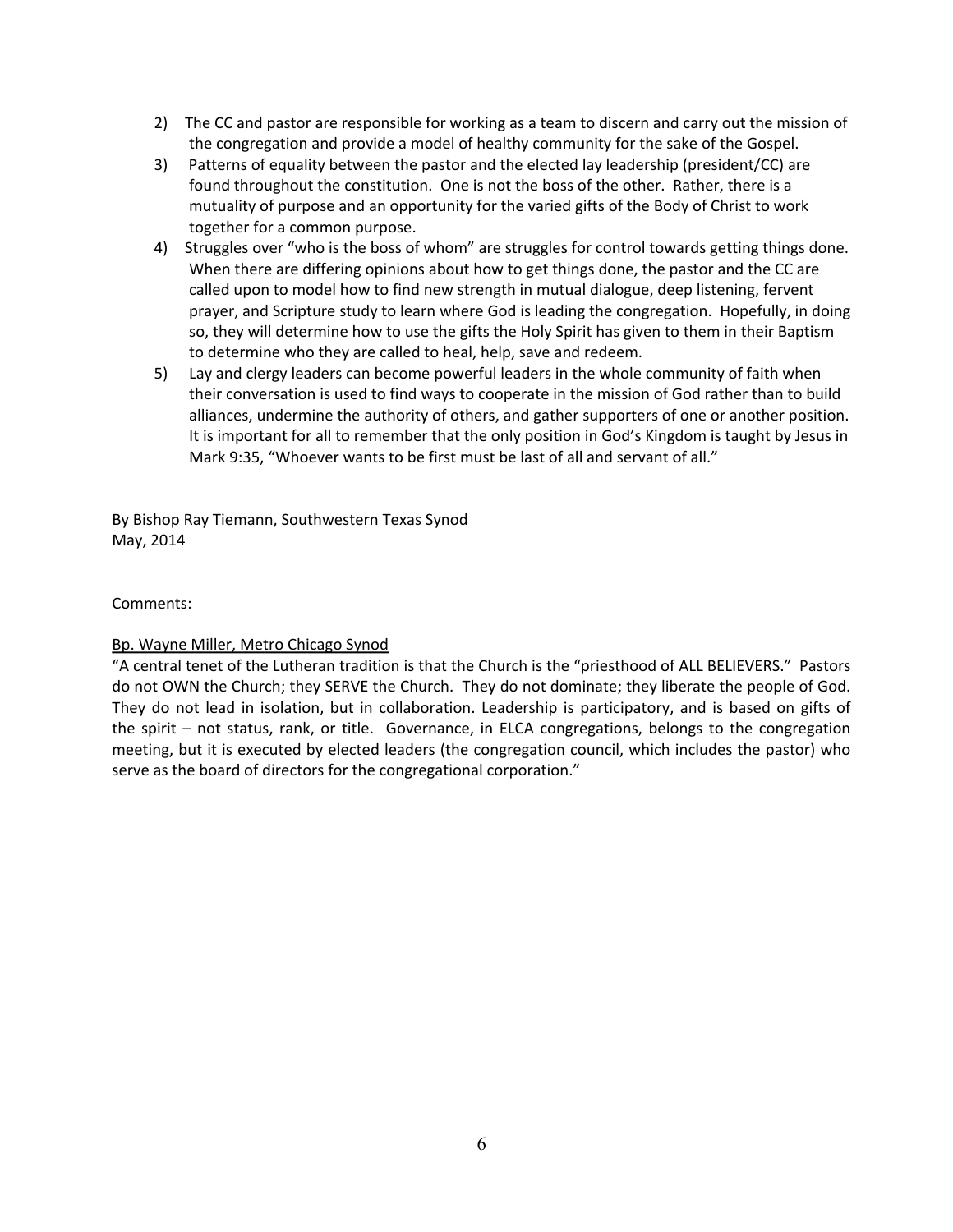2) The CC and pastor are responsible for working as a team to discern and carry out the mission of the congregation and provide a model of healthy community for the sake of the Gospel.
3) Patterns of equality between the pastor and the elected lay leadership (president/CC) are found throughout the constitution. One is not the boss of the other. Rather, there is a mutuality of purpose and an opportunity for the varied gifts of the Body of Christ to work together for a common purpose.
4) Struggles over "who is the boss of whom" are struggles for control towards getting things done. When there are differing opinions about how to get things done, the pastor and the CC are called upon to model how to find new strength in mutual dialogue, deep listening, fervent prayer, and Scripture study to learn where God is leading the congregation. Hopefully, in doing so, they will determine how to use the gifts the Holy Spirit has given to them in their Baptism to determine who they are called to heal, help, save and redeem.
5) Lay and clergy leaders can become powerful leaders in the whole community of faith when their conversation is used to find ways to cooperate in the mission of God rather than to build alliances, undermine the authority of others, and gather supporters of one or another position. It is important for all to remember that the only position in God's Kingdom is taught by Jesus in Mark 9:35, "Whoever wants to be first must be last of all and servant of all."

By Bishop Ray Tiemann, Southwestern Texas Synod
May, 2014

Comments:

Bp. Wayne Miller, Metro Chicago Synod

"A central tenet of the Lutheran tradition is that the Church is the "priesthood of ALL BELIEVERS." Pastors do not OWN the Church; they SERVE the Church. They do not dominate; they liberate the people of God. They do not lead in isolation, but in collaboration. Leadership is participatory, and is based on gifts of the spirit – not status, rank, or title. Governance, in ELCA congregations, belongs to the congregation meeting, but it is executed by elected leaders (the congregation council, which includes the pastor) who serve as the board of directors for the congregational corporation."